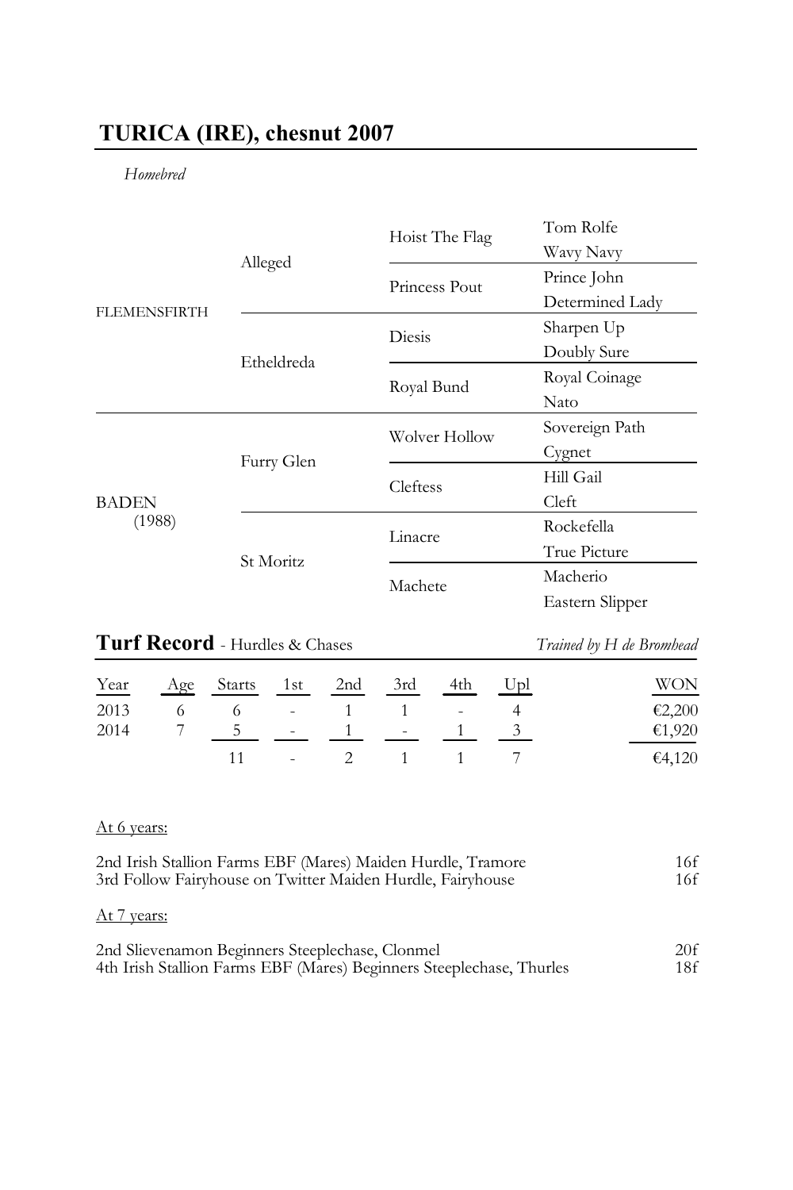## TURICA (IRE), chesnut 2007

*Homebred*

| | | | |
|---|---|---|---|
| FLEMENSFIRTH | Alleged | Hoist The Flag | Tom Rolfe |
| | | | Wavy Navy |
| | | Princess Pout | Prince John |
| | | | Determined Lady |
| | Etheldreda | Diesis | Sharpen Up |
| | | | Doubly Sure |
| | | Royal Bund | Royal Coinage |
| | | | Nato |
| BADEN (1988) | Furry Glen | Wolver Hollow | Sovereign Path |
| | | | Cygnet |
| | | Cleftess | Hill Gail |
| | | | Cleft |
| | St Moritz | Linacre | Rockefella |
| | | | True Picture |
| | | Machete | Macherio |
| | | | Eastern Slipper |

**Turf Record** - Hurdles & Chases *Trained by H de Bromhead*

| Year | Age | Starts | 1st | 2nd | 3rd | 4th | Upl | WON |
|---|---|---|---|---|---|---|---|---|
| 2013 | 6 | 6 | - | 1 | 1 | - | 4 | €2,200 |
| 2014 | 7 | 5 | - | 1 | - | 1 | 3 | €1,920 |
| | | 11 | - | 2 | 1 | 1 | 7 | €4,120 |

At 6 years:

2nd Irish Stallion Farms EBF (Mares) Maiden Hurdle, Tramore 16f
3rd Follow Fairyhouse on Twitter Maiden Hurdle, Fairyhouse 16f

At 7 years:

2nd Slievenamon Beginners Steeplechase, Clonmel 20f
4th Irish Stallion Farms EBF (Mares) Beginners Steeplechase, Thurles 18f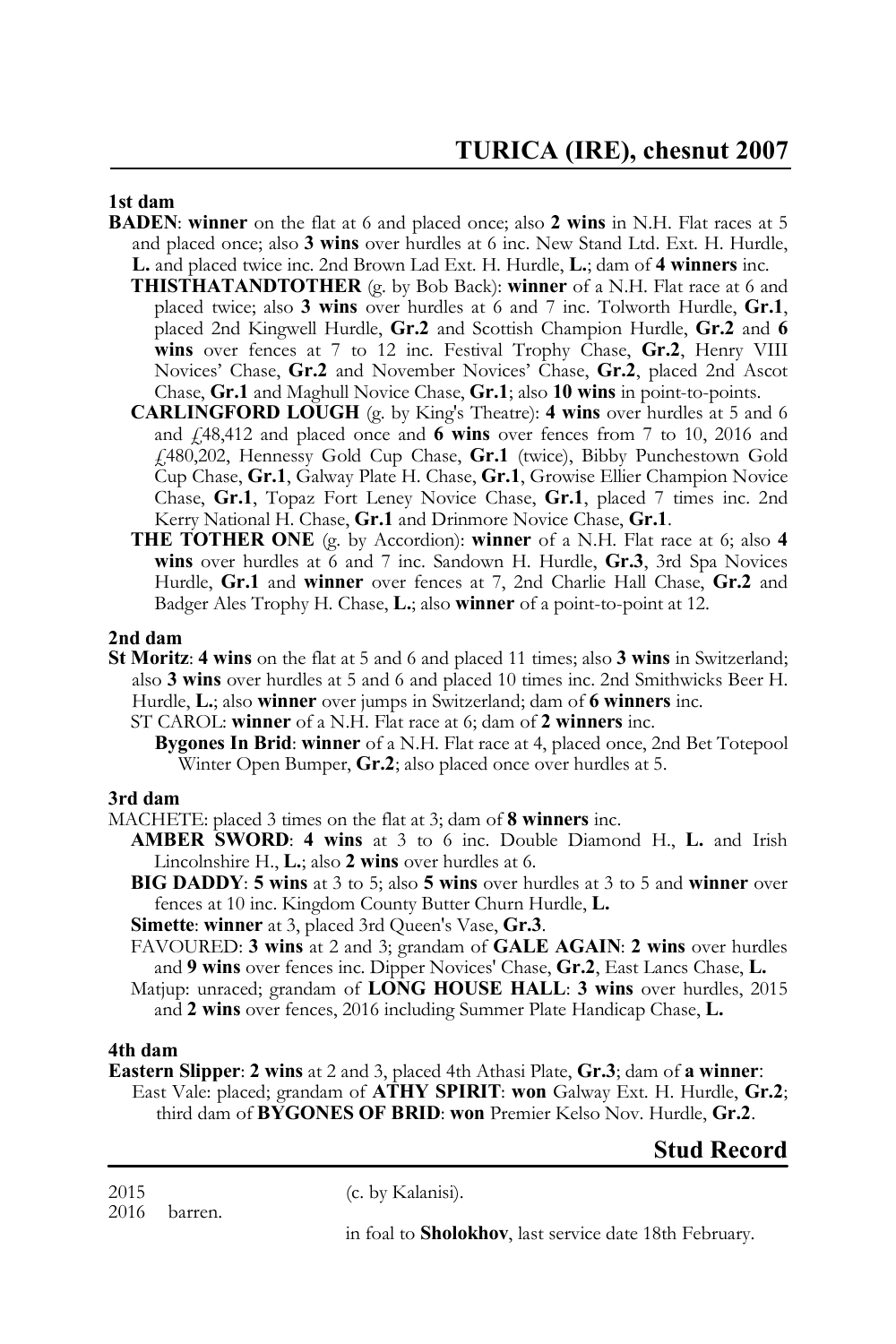## TURICA (IRE), chesnut 2007

### 1st dam

**BADEN**: **winner** on the flat at 6 and placed once; also **2 wins** in N.H. Flat races at 5 and placed once; also **3 wins** over hurdles at 6 inc. New Stand Ltd. Ext. H. Hurdle, **L.** and placed twice inc. 2nd Brown Lad Ext. H. Hurdle, **L.**; dam of **4 winners** inc.

**THISTHATANDTOTHER** (g. by Bob Back): **winner** of a N.H. Flat race at 6 and placed twice; also **3 wins** over hurdles at 6 and 7 inc. Tolworth Hurdle, **Gr.1**, placed 2nd Kingwell Hurdle, **Gr.2** and Scottish Champion Hurdle, **Gr.2** and **6 wins** over fences at 7 to 12 inc. Festival Trophy Chase, **Gr.2**, Henry VIII Novices' Chase, **Gr.2** and November Novices' Chase, **Gr.2**, placed 2nd Ascot Chase, **Gr.1** and Maghull Novice Chase, **Gr.1**; also **10 wins** in point-to-points.

**CARLINGFORD LOUGH** (g. by King's Theatre): **4 wins** over hurdles at 5 and 6 and £48,412 and placed once and **6 wins** over fences from 7 to 10, 2016 and £480,202, Hennessy Gold Cup Chase, **Gr.1** (twice), Bibby Punchestown Gold Cup Chase, **Gr.1**, Galway Plate H. Chase, **Gr.1**, Growise Ellier Champion Novice Chase, **Gr.1**, Topaz Fort Leney Novice Chase, **Gr.1**, placed 7 times inc. 2nd Kerry National H. Chase, **Gr.1** and Drinmore Novice Chase, **Gr.1**.

**THE TOTHER ONE** (g. by Accordion): **winner** of a N.H. Flat race at 6; also **4 wins** over hurdles at 6 and 7 inc. Sandown H. Hurdle, **Gr.3**, 3rd Spa Novices Hurdle, **Gr.1** and **winner** over fences at 7, 2nd Charlie Hall Chase, **Gr.2** and Badger Ales Trophy H. Chase, **L.**; also **winner** of a point-to-point at 12.

### 2nd dam

**St Moritz**: **4 wins** on the flat at 5 and 6 and placed 11 times; also **3 wins** in Switzerland; also **3 wins** over hurdles at 5 and 6 and placed 10 times inc. 2nd Smithwicks Beer H. Hurdle, **L.**; also **winner** over jumps in Switzerland; dam of **6 winners** inc.

ST CAROL: **winner** of a N.H. Flat race at 6; dam of **2 winners** inc.

**Bygones In Brid**: **winner** of a N.H. Flat race at 4, placed once, 2nd Bet Totepool Winter Open Bumper, **Gr.2**; also placed once over hurdles at 5.

### 3rd dam

MACHETE: placed 3 times on the flat at 3; dam of **8 winners** inc.

**AMBER SWORD**: **4 wins** at 3 to 6 inc. Double Diamond H., **L.** and Irish Lincolnshire H., **L.**; also **2 wins** over hurdles at 6.

**BIG DADDY**: **5 wins** at 3 to 5; also **5 wins** over hurdles at 3 to 5 and **winner** over fences at 10 inc. Kingdom County Butter Churn Hurdle, **L.**

**Simette**: **winner** at 3, placed 3rd Queen's Vase, **Gr.3**.

FAVOURED: **3 wins** at 2 and 3; grandam of **GALE AGAIN**: **2 wins** over hurdles and **9 wins** over fences inc. Dipper Novices' Chase, **Gr.2**, East Lancs Chase, **L.**

Matjup: unraced; grandam of **LONG HOUSE HALL**: **3 wins** over hurdles, 2015 and **2 wins** over fences, 2016 including Summer Plate Handicap Chase, **L.**

### 4th dam

**Eastern Slipper**: **2 wins** at 2 and 3, placed 4th Athasi Plate, **Gr.3**; dam of **a winner**:

East Vale: placed; grandam of **ATHY SPIRIT**: **won** Galway Ext. H. Hurdle, **Gr.2**; third dam of **BYGONES OF BRID**: **won** Premier Kelso Nov. Hurdle, **Gr.2**.

## Stud Record

2015 (c. by Kalanisi).

2016 barren.

in foal to **Sholokhov**, last service date 18th February.